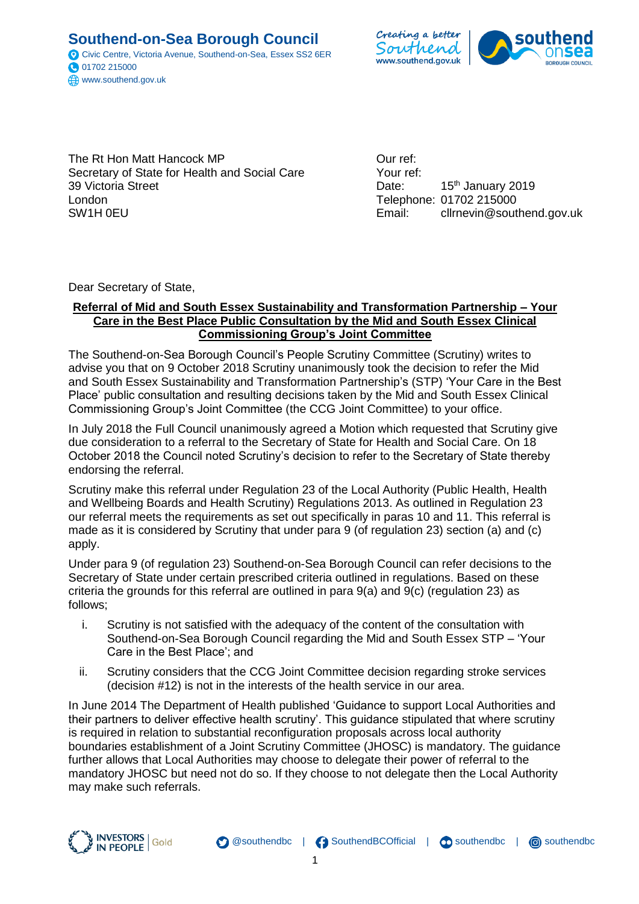**Southend-on-Sea Borough Council**
Civic Centre, Victoria Avenue, Southend-on-Sea, Essex SS2 6ER
01702 215000
www.southend.gov.uk

The Rt Hon Matt Hancock MP
Secretary of State for Health and Social Care
39 Victoria Street
London
SW1H 0EU

Our ref:
Your ref:
Date: 15th January 2019
Telephone: 01702 215000
Email: cllrnevin@southend.gov.uk

Dear Secretary of State,

**Referral of Mid and South Essex Sustainability and Transformation Partnership – Your Care in the Best Place Public Consultation by the Mid and South Essex Clinical Commissioning Group's Joint Committee**

The Southend-on-Sea Borough Council's People Scrutiny Committee (Scrutiny) writes to advise you that on 9 October 2018 Scrutiny unanimously took the decision to refer the Mid and South Essex Sustainability and Transformation Partnership's (STP) 'Your Care in the Best Place' public consultation and resulting decisions taken by the Mid and South Essex Clinical Commissioning Group's Joint Committee (the CCG Joint Committee) to your office.

In July 2018 the Full Council unanimously agreed a Motion which requested that Scrutiny give due consideration to a referral to the Secretary of State for Health and Social Care. On 18 October 2018 the Council noted Scrutiny's decision to refer to the Secretary of State thereby endorsing the referral.

Scrutiny make this referral under Regulation 23 of the Local Authority (Public Health, Health and Wellbeing Boards and Health Scrutiny) Regulations 2013. As outlined in Regulation 23 our referral meets the requirements as set out specifically in paras 10 and 11. This referral is made as it is considered by Scrutiny that under para 9 (of regulation 23) section (a) and (c) apply.

Under para 9 (of regulation 23) Southend-on-Sea Borough Council can refer decisions to the Secretary of State under certain prescribed criteria outlined in regulations. Based on these criteria the grounds for this referral are outlined in para 9(a) and 9(c) (regulation 23) as follows;

i. Scrutiny is not satisfied with the adequacy of the content of the consultation with Southend-on-Sea Borough Council regarding the Mid and South Essex STP – 'Your Care in the Best Place'; and

ii. Scrutiny considers that the CCG Joint Committee decision regarding stroke services (decision #12) is not in the interests of the health service in our area.

In June 2014 The Department of Health published 'Guidance to support Local Authorities and their partners to deliver effective health scrutiny'. This guidance stipulated that where scrutiny is required in relation to substantial reconfiguration proposals across local authority boundaries establishment of a Joint Scrutiny Committee (JHOSC) is mandatory. The guidance further allows that Local Authorities may choose to delegate their power of referral to the mandatory JHOSC but need not do so. If they choose to not delegate then the Local Authority may make such referrals.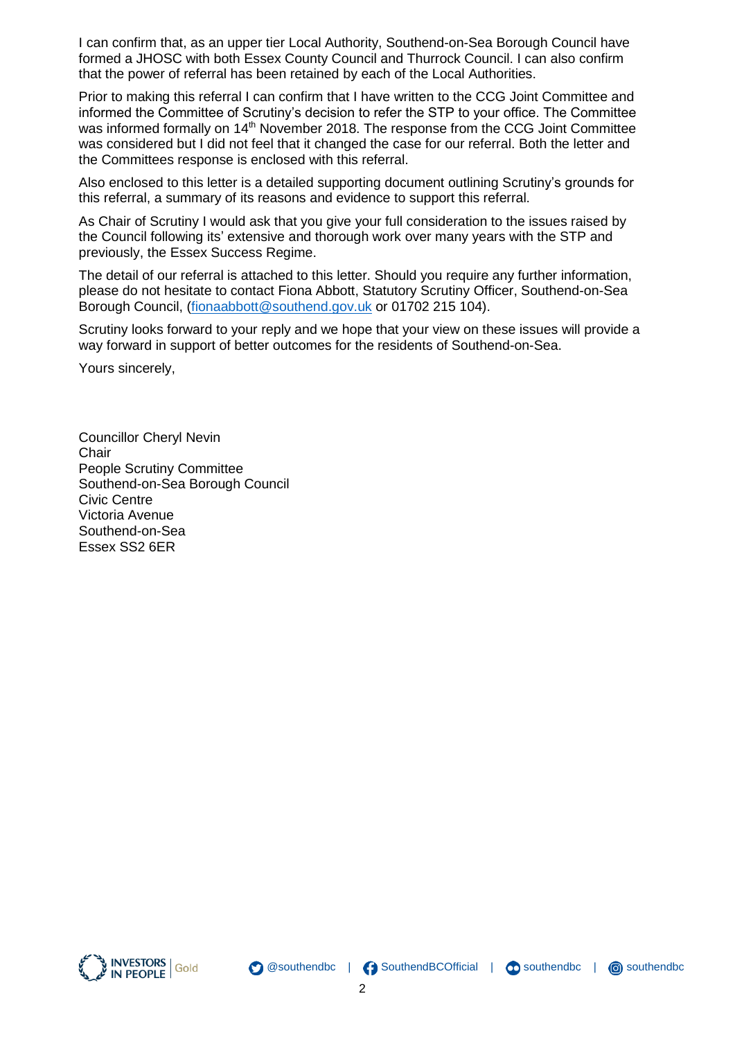I can confirm that, as an upper tier Local Authority, Southend-on-Sea Borough Council have formed a JHOSC with both Essex County Council and Thurrock Council. I can also confirm that the power of referral has been retained by each of the Local Authorities.

Prior to making this referral I can confirm that I have written to the CCG Joint Committee and informed the Committee of Scrutiny's decision to refer the STP to your office. The Committee was informed formally on 14th November 2018. The response from the CCG Joint Committee was considered but I did not feel that it changed the case for our referral. Both the letter and the Committees response is enclosed with this referral.

Also enclosed to this letter is a detailed supporting document outlining Scrutiny's grounds for this referral, a summary of its reasons and evidence to support this referral.

As Chair of Scrutiny I would ask that you give your full consideration to the issues raised by the Council following its' extensive and thorough work over many years with the STP and previously, the Essex Success Regime.

The detail of our referral is attached to this letter. Should you require any further information, please do not hesitate to contact Fiona Abbott, Statutory Scrutiny Officer, Southend-on-Sea Borough Council, (fionaabbott@southend.gov.uk or 01702 215 104).

Scrutiny looks forward to your reply and we hope that your view on these issues will provide a way forward in support of better outcomes for the residents of Southend-on-Sea.

Yours sincerely,

Councillor Cheryl Nevin
Chair
People Scrutiny Committee
Southend-on-Sea Borough Council
Civic Centre
Victoria Avenue
Southend-on-Sea
Essex SS2 6ER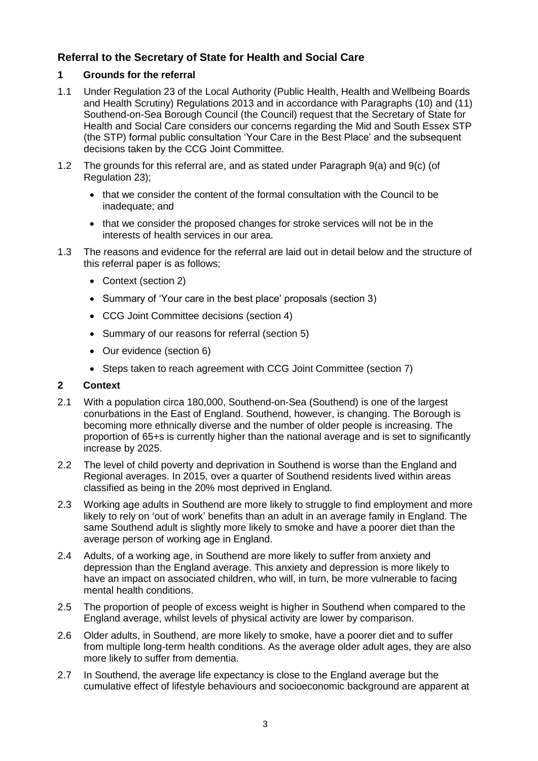## Referral to the Secretary of State for Health and Social Care

### 1 Grounds for the referral

1.1 Under Regulation 23 of the Local Authority (Public Health, Health and Wellbeing Boards and Health Scrutiny) Regulations 2013 and in accordance with Paragraphs (10) and (11) Southend-on-Sea Borough Council (the Council) request that the Secretary of State for Health and Social Care considers our concerns regarding the Mid and South Essex STP (the STP) formal public consultation 'Your Care in the Best Place' and the subsequent decisions taken by the CCG Joint Committee.

1.2 The grounds for this referral are, and as stated under Paragraph 9(a) and 9(c) (of Regulation 23);

- that we consider the content of the formal consultation with the Council to be inadequate; and
- that we consider the proposed changes for stroke services will not be in the interests of health services in our area.

1.3 The reasons and evidence for the referral are laid out in detail below and the structure of this referral paper is as follows;

- Context (section 2)
- Summary of 'Your care in the best place' proposals (section 3)
- CCG Joint Committee decisions (section 4)
- Summary of our reasons for referral (section 5)
- Our evidence (section 6)
- Steps taken to reach agreement with CCG Joint Committee (section 7)

### 2 Context

2.1 With a population circa 180,000, Southend-on-Sea (Southend) is one of the largest conurbations in the East of England. Southend, however, is changing. The Borough is becoming more ethnically diverse and the number of older people is increasing. The proportion of 65+s is currently higher than the national average and is set to significantly increase by 2025.

2.2 The level of child poverty and deprivation in Southend is worse than the England and Regional averages. In 2015, over a quarter of Southend residents lived within areas classified as being in the 20% most deprived in England.

2.3 Working age adults in Southend are more likely to struggle to find employment and more likely to rely on 'out of work' benefits than an adult in an average family in England. The same Southend adult is slightly more likely to smoke and have a poorer diet than the average person of working age in England.

2.4 Adults, of a working age, in Southend are more likely to suffer from anxiety and depression than the England average. This anxiety and depression is more likely to have an impact on associated children, who will, in turn, be more vulnerable to facing mental health conditions.

2.5 The proportion of people of excess weight is higher in Southend when compared to the England average, whilst levels of physical activity are lower by comparison.

2.6 Older adults, in Southend, are more likely to smoke, have a poorer diet and to suffer from multiple long-term health conditions. As the average older adult ages, they are also more likely to suffer from dementia.

2.7 In Southend, the average life expectancy is close to the England average but the cumulative effect of lifestyle behaviours and socioeconomic background are apparent at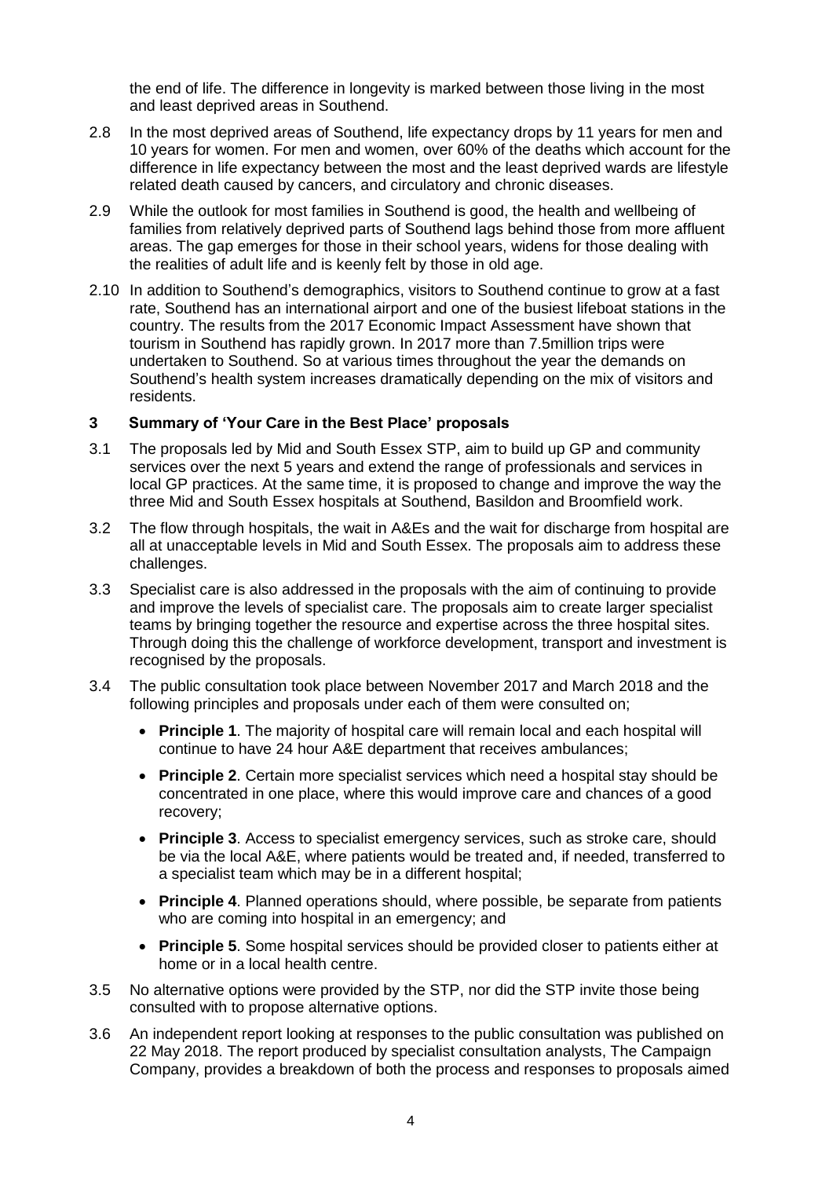the end of life. The difference in longevity is marked between those living in the most and least deprived areas in Southend.

2.8 In the most deprived areas of Southend, life expectancy drops by 11 years for men and 10 years for women. For men and women, over 60% of the deaths which account for the difference in life expectancy between the most and the least deprived wards are lifestyle related death caused by cancers, and circulatory and chronic diseases.

2.9 While the outlook for most families in Southend is good, the health and wellbeing of families from relatively deprived parts of Southend lags behind those from more affluent areas. The gap emerges for those in their school years, widens for those dealing with the realities of adult life and is keenly felt by those in old age.

2.10 In addition to Southend's demographics, visitors to Southend continue to grow at a fast rate, Southend has an international airport and one of the busiest lifeboat stations in the country. The results from the 2017 Economic Impact Assessment have shown that tourism in Southend has rapidly grown. In 2017 more than 7.5million trips were undertaken to Southend. So at various times throughout the year the demands on Southend's health system increases dramatically depending on the mix of visitors and residents.

## 3 Summary of 'Your Care in the Best Place' proposals

3.1 The proposals led by Mid and South Essex STP, aim to build up GP and community services over the next 5 years and extend the range of professionals and services in local GP practices. At the same time, it is proposed to change and improve the way the three Mid and South Essex hospitals at Southend, Basildon and Broomfield work.

3.2 The flow through hospitals, the wait in A&Es and the wait for discharge from hospital are all at unacceptable levels in Mid and South Essex. The proposals aim to address these challenges.

3.3 Specialist care is also addressed in the proposals with the aim of continuing to provide and improve the levels of specialist care. The proposals aim to create larger specialist teams by bringing together the resource and expertise across the three hospital sites. Through doing this the challenge of workforce development, transport and investment is recognised by the proposals.

3.4 The public consultation took place between November 2017 and March 2018 and the following principles and proposals under each of them were consulted on;

- **Principle 1**. The majority of hospital care will remain local and each hospital will continue to have 24 hour A&E department that receives ambulances;
- **Principle 2**. Certain more specialist services which need a hospital stay should be concentrated in one place, where this would improve care and chances of a good recovery;
- **Principle 3**. Access to specialist emergency services, such as stroke care, should be via the local A&E, where patients would be treated and, if needed, transferred to a specialist team which may be in a different hospital;
- **Principle 4**. Planned operations should, where possible, be separate from patients who are coming into hospital in an emergency; and
- **Principle 5**. Some hospital services should be provided closer to patients either at home or in a local health centre.

3.5 No alternative options were provided by the STP, nor did the STP invite those being consulted with to propose alternative options.

3.6 An independent report looking at responses to the public consultation was published on 22 May 2018. The report produced by specialist consultation analysts, The Campaign Company, provides a breakdown of both the process and responses to proposals aimed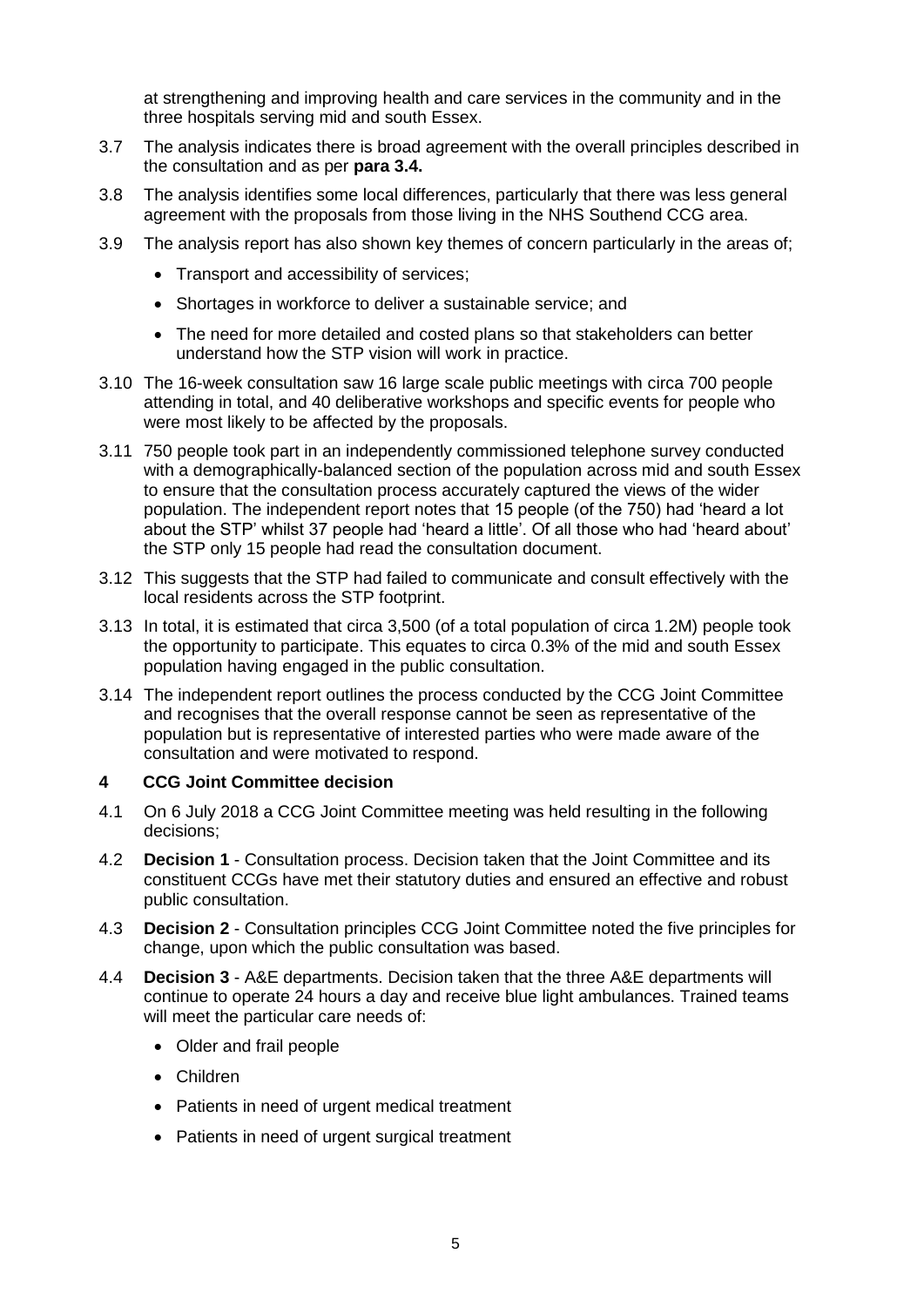at strengthening and improving health and care services in the community and in the three hospitals serving mid and south Essex.

3.7 The analysis indicates there is broad agreement with the overall principles described in the consultation and as per **para 3.4.**

3.8 The analysis identifies some local differences, particularly that there was less general agreement with the proposals from those living in the NHS Southend CCG area.

3.9 The analysis report has also shown key themes of concern particularly in the areas of;

- Transport and accessibility of services;
- Shortages in workforce to deliver a sustainable service; and
- The need for more detailed and costed plans so that stakeholders can better understand how the STP vision will work in practice.

3.10 The 16-week consultation saw 16 large scale public meetings with circa 700 people attending in total, and 40 deliberative workshops and specific events for people who were most likely to be affected by the proposals.

3.11 750 people took part in an independently commissioned telephone survey conducted with a demographically-balanced section of the population across mid and south Essex to ensure that the consultation process accurately captured the views of the wider population. The independent report notes that 15 people (of the 750) had 'heard a lot about the STP' whilst 37 people had 'heard a little'. Of all those who had 'heard about' the STP only 15 people had read the consultation document.

3.12 This suggests that the STP had failed to communicate and consult effectively with the local residents across the STP footprint.

3.13 In total, it is estimated that circa 3,500 (of a total population of circa 1.2M) people took the opportunity to participate. This equates to circa 0.3% of the mid and south Essex population having engaged in the public consultation.

3.14 The independent report outlines the process conducted by the CCG Joint Committee and recognises that the overall response cannot be seen as representative of the population but is representative of interested parties who were made aware of the consultation and were motivated to respond.

## 4 CCG Joint Committee decision

4.1 On 6 July 2018 a CCG Joint Committee meeting was held resulting in the following decisions;

4.2 **Decision 1** - Consultation process. Decision taken that the Joint Committee and its constituent CCGs have met their statutory duties and ensured an effective and robust public consultation.

4.3 **Decision 2** - Consultation principles CCG Joint Committee noted the five principles for change, upon which the public consultation was based.

4.4 **Decision 3** - A&E departments. Decision taken that the three A&E departments will continue to operate 24 hours a day and receive blue light ambulances. Trained teams will meet the particular care needs of:

- Older and frail people
- Children
- Patients in need of urgent medical treatment
- Patients in need of urgent surgical treatment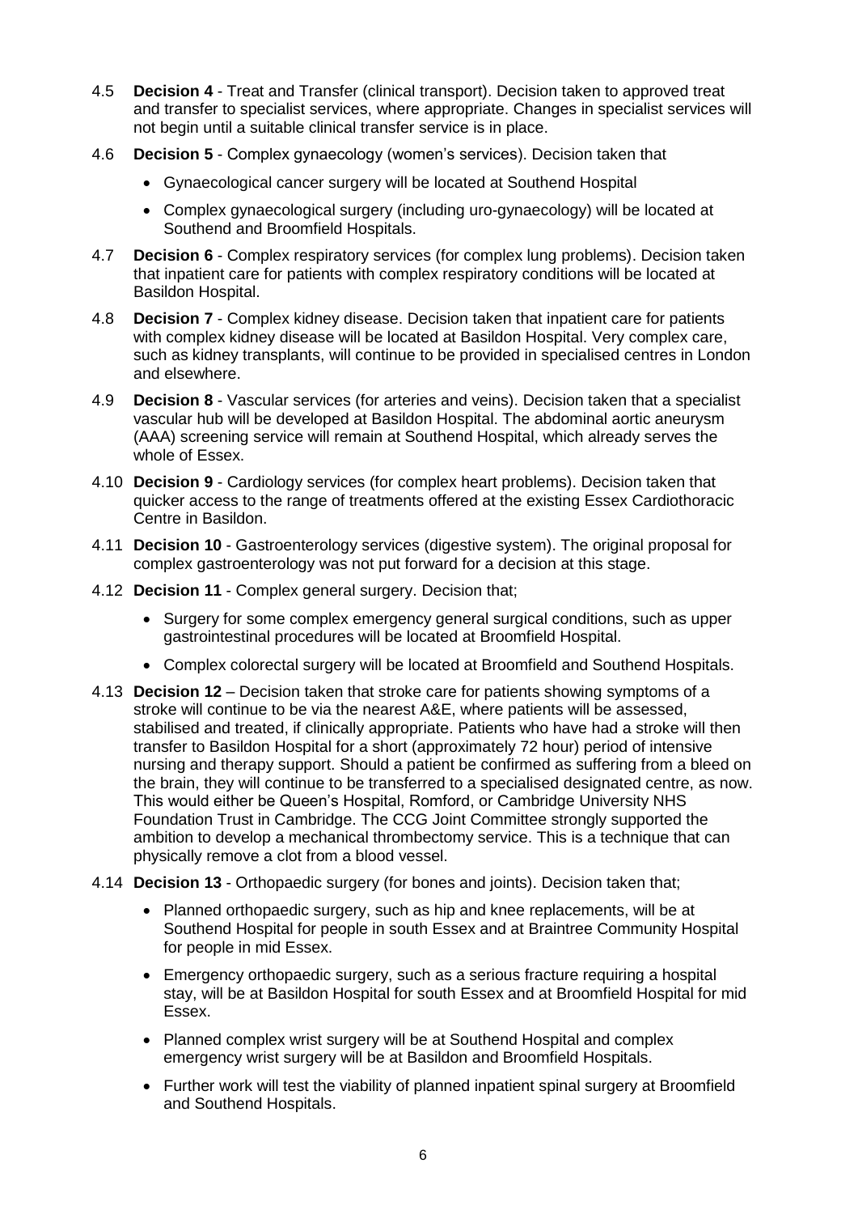4.5 **Decision 4** - Treat and Transfer (clinical transport). Decision taken to approved treat and transfer to specialist services, where appropriate. Changes in specialist services will not begin until a suitable clinical transfer service is in place.

4.6 **Decision 5** - Complex gynaecology (women's services). Decision taken that

- Gynaecological cancer surgery will be located at Southend Hospital
- Complex gynaecological surgery (including uro-gynaecology) will be located at Southend and Broomfield Hospitals.

4.7 **Decision 6** - Complex respiratory services (for complex lung problems). Decision taken that inpatient care for patients with complex respiratory conditions will be located at Basildon Hospital.

4.8 **Decision 7** - Complex kidney disease. Decision taken that inpatient care for patients with complex kidney disease will be located at Basildon Hospital. Very complex care, such as kidney transplants, will continue to be provided in specialised centres in London and elsewhere.

4.9 **Decision 8** - Vascular services (for arteries and veins). Decision taken that a specialist vascular hub will be developed at Basildon Hospital. The abdominal aortic aneurysm (AAA) screening service will remain at Southend Hospital, which already serves the whole of Essex.

4.10 **Decision 9** - Cardiology services (for complex heart problems). Decision taken that quicker access to the range of treatments offered at the existing Essex Cardiothoracic Centre in Basildon.

4.11 **Decision 10** - Gastroenterology services (digestive system). The original proposal for complex gastroenterology was not put forward for a decision at this stage.

4.12 **Decision 11** - Complex general surgery. Decision that;

- Surgery for some complex emergency general surgical conditions, such as upper gastrointestinal procedures will be located at Broomfield Hospital.
- Complex colorectal surgery will be located at Broomfield and Southend Hospitals.

4.13 **Decision 12** – Decision taken that stroke care for patients showing symptoms of a stroke will continue to be via the nearest A&E, where patients will be assessed, stabilised and treated, if clinically appropriate. Patients who have had a stroke will then transfer to Basildon Hospital for a short (approximately 72 hour) period of intensive nursing and therapy support. Should a patient be confirmed as suffering from a bleed on the brain, they will continue to be transferred to a specialised designated centre, as now. This would either be Queen's Hospital, Romford, or Cambridge University NHS Foundation Trust in Cambridge. The CCG Joint Committee strongly supported the ambition to develop a mechanical thrombectomy service. This is a technique that can physically remove a clot from a blood vessel.

4.14 **Decision 13** - Orthopaedic surgery (for bones and joints). Decision taken that;

- Planned orthopaedic surgery, such as hip and knee replacements, will be at Southend Hospital for people in south Essex and at Braintree Community Hospital for people in mid Essex.
- Emergency orthopaedic surgery, such as a serious fracture requiring a hospital stay, will be at Basildon Hospital for south Essex and at Broomfield Hospital for mid Essex.
- Planned complex wrist surgery will be at Southend Hospital and complex emergency wrist surgery will be at Basildon and Broomfield Hospitals.
- Further work will test the viability of planned inpatient spinal surgery at Broomfield and Southend Hospitals.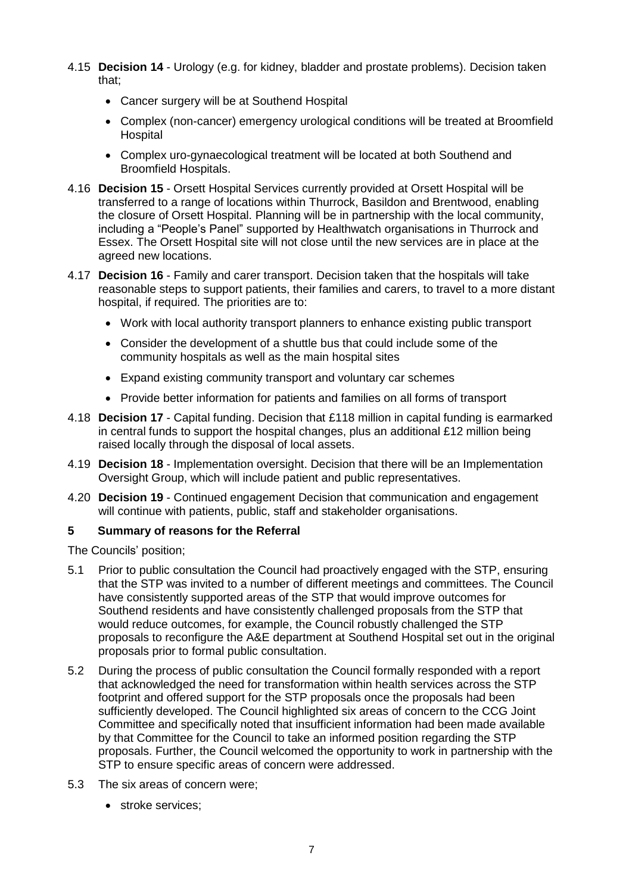4.15 **Decision 14** - Urology (e.g. for kidney, bladder and prostate problems). Decision taken that;

- Cancer surgery will be at Southend Hospital
- Complex (non-cancer) emergency urological conditions will be treated at Broomfield Hospital
- Complex uro-gynaecological treatment will be located at both Southend and Broomfield Hospitals.

4.16 **Decision 15** - Orsett Hospital Services currently provided at Orsett Hospital will be transferred to a range of locations within Thurrock, Basildon and Brentwood, enabling the closure of Orsett Hospital. Planning will be in partnership with the local community, including a "People's Panel" supported by Healthwatch organisations in Thurrock and Essex. The Orsett Hospital site will not close until the new services are in place at the agreed new locations.

4.17 **Decision 16** - Family and carer transport. Decision taken that the hospitals will take reasonable steps to support patients, their families and carers, to travel to a more distant hospital, if required. The priorities are to:

- Work with local authority transport planners to enhance existing public transport
- Consider the development of a shuttle bus that could include some of the community hospitals as well as the main hospital sites
- Expand existing community transport and voluntary car schemes
- Provide better information for patients and families on all forms of transport

4.18 **Decision 17** - Capital funding. Decision that £118 million in capital funding is earmarked in central funds to support the hospital changes, plus an additional £12 million being raised locally through the disposal of local assets.

4.19 **Decision 18** - Implementation oversight. Decision that there will be an Implementation Oversight Group, which will include patient and public representatives.

4.20 **Decision 19** - Continued engagement Decision that communication and engagement will continue with patients, public, staff and stakeholder organisations.

## 5 Summary of reasons for the Referral

The Councils' position;

5.1 Prior to public consultation the Council had proactively engaged with the STP, ensuring that the STP was invited to a number of different meetings and committees. The Council have consistently supported areas of the STP that would improve outcomes for Southend residents and have consistently challenged proposals from the STP that would reduce outcomes, for example, the Council robustly challenged the STP proposals to reconfigure the A&E department at Southend Hospital set out in the original proposals prior to formal public consultation.

5.2 During the process of public consultation the Council formally responded with a report that acknowledged the need for transformation within health services across the STP footprint and offered support for the STP proposals once the proposals had been sufficiently developed. The Council highlighted six areas of concern to the CCG Joint Committee and specifically noted that insufficient information had been made available by that Committee for the Council to take an informed position regarding the STP proposals. Further, the Council welcomed the opportunity to work in partnership with the STP to ensure specific areas of concern were addressed.

5.3 The six areas of concern were;

- stroke services;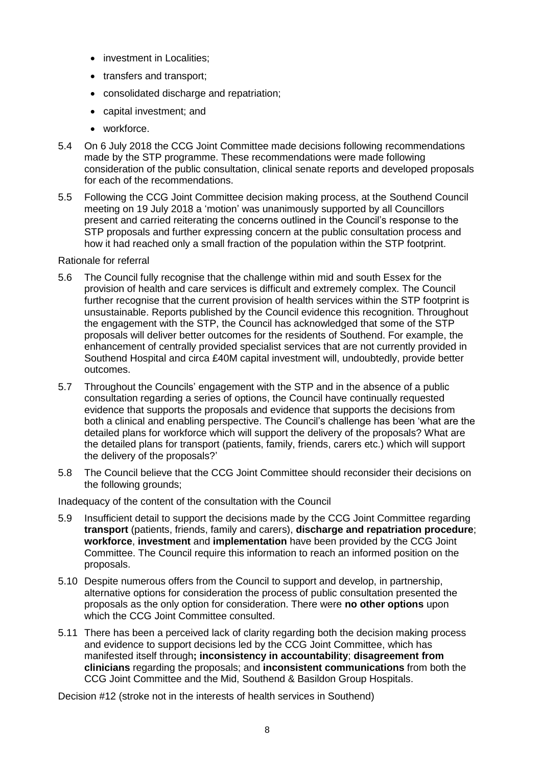- investment in Localities;
- transfers and transport;
- consolidated discharge and repatriation;
- capital investment; and
- workforce.

5.4 On 6 July 2018 the CCG Joint Committee made decisions following recommendations made by the STP programme. These recommendations were made following consideration of the public consultation, clinical senate reports and developed proposals for each of the recommendations.

5.5 Following the CCG Joint Committee decision making process, at the Southend Council meeting on 19 July 2018 a 'motion' was unanimously supported by all Councillors present and carried reiterating the concerns outlined in the Council's response to the STP proposals and further expressing concern at the public consultation process and how it had reached only a small fraction of the population within the STP footprint.

Rationale for referral

5.6 The Council fully recognise that the challenge within mid and south Essex for the provision of health and care services is difficult and extremely complex. The Council further recognise that the current provision of health services within the STP footprint is unsustainable. Reports published by the Council evidence this recognition. Throughout the engagement with the STP, the Council has acknowledged that some of the STP proposals will deliver better outcomes for the residents of Southend. For example, the enhancement of centrally provided specialist services that are not currently provided in Southend Hospital and circa £40M capital investment will, undoubtedly, provide better outcomes.

5.7 Throughout the Councils' engagement with the STP and in the absence of a public consultation regarding a series of options, the Council have continually requested evidence that supports the proposals and evidence that supports the decisions from both a clinical and enabling perspective. The Council's challenge has been 'what are the detailed plans for workforce which will support the delivery of the proposals? What are the detailed plans for transport (patients, family, friends, carers etc.) which will support the delivery of the proposals?'

5.8 The Council believe that the CCG Joint Committee should reconsider their decisions on the following grounds;

Inadequacy of the content of the consultation with the Council

5.9 Insufficient detail to support the decisions made by the CCG Joint Committee regarding **transport** (patients, friends, family and carers), **discharge and repatriation procedure**; **workforce**, **investment** and **implementation** have been provided by the CCG Joint Committee. The Council require this information to reach an informed position on the proposals.

5.10 Despite numerous offers from the Council to support and develop, in partnership, alternative options for consideration the process of public consultation presented the proposals as the only option for consideration. There were **no other options** upon which the CCG Joint Committee consulted.

5.11 There has been a perceived lack of clarity regarding both the decision making process and evidence to support decisions led by the CCG Joint Committee, which has manifested itself through**; inconsistency in accountability**; **disagreement from clinicians** regarding the proposals; and **inconsistent communications** from both the CCG Joint Committee and the Mid, Southend & Basildon Group Hospitals.

Decision #12 (stroke not in the interests of health services in Southend)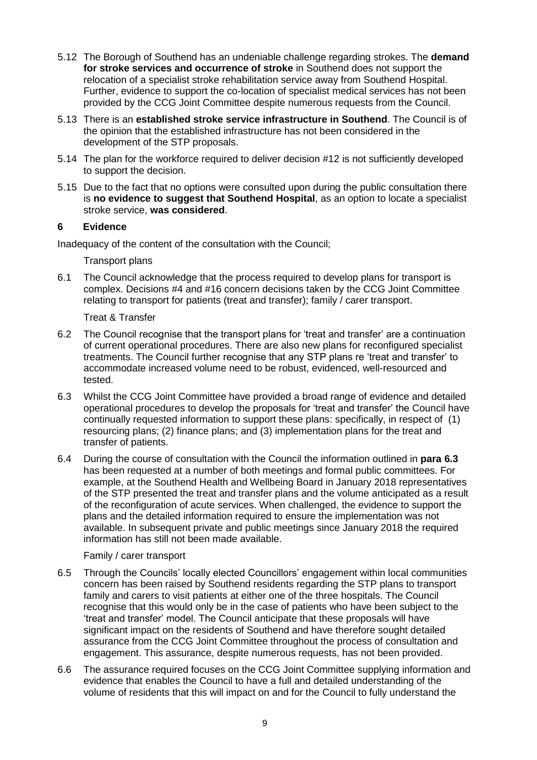5.12 The Borough of Southend has an undeniable challenge regarding strokes. The **demand for stroke services and occurrence of stroke** in Southend does not support the relocation of a specialist stroke rehabilitation service away from Southend Hospital. Further, evidence to support the co-location of specialist medical services has not been provided by the CCG Joint Committee despite numerous requests from the Council.

5.13 There is an **established stroke service infrastructure in Southend**. The Council is of the opinion that the established infrastructure has not been considered in the development of the STP proposals.

5.14 The plan for the workforce required to deliver decision #12 is not sufficiently developed to support the decision.

5.15 Due to the fact that no options were consulted upon during the public consultation there is **no evidence to suggest that Southend Hospital**, as an option to locate a specialist stroke service, **was considered**.

## 6 Evidence

Inadequacy of the content of the consultation with the Council;

Transport plans

6.1 The Council acknowledge that the process required to develop plans for transport is complex. Decisions #4 and #16 concern decisions taken by the CCG Joint Committee relating to transport for patients (treat and transfer); family / carer transport.

Treat & Transfer

6.2 The Council recognise that the transport plans for 'treat and transfer' are a continuation of current operational procedures. There are also new plans for reconfigured specialist treatments. The Council further recognise that any STP plans re 'treat and transfer' to accommodate increased volume need to be robust, evidenced, well-resourced and tested.

6.3 Whilst the CCG Joint Committee have provided a broad range of evidence and detailed operational procedures to develop the proposals for 'treat and transfer' the Council have continually requested information to support these plans: specifically, in respect of (1) resourcing plans; (2) finance plans; and (3) implementation plans for the treat and transfer of patients.

6.4 During the course of consultation with the Council the information outlined in **para 6.3** has been requested at a number of both meetings and formal public committees. For example, at the Southend Health and Wellbeing Board in January 2018 representatives of the STP presented the treat and transfer plans and the volume anticipated as a result of the reconfiguration of acute services. When challenged, the evidence to support the plans and the detailed information required to ensure the implementation was not available. In subsequent private and public meetings since January 2018 the required information has still not been made available.

Family / carer transport

6.5 Through the Councils' locally elected Councillors' engagement within local communities concern has been raised by Southend residents regarding the STP plans to transport family and carers to visit patients at either one of the three hospitals. The Council recognise that this would only be in the case of patients who have been subject to the 'treat and transfer' model. The Council anticipate that these proposals will have significant impact on the residents of Southend and have therefore sought detailed assurance from the CCG Joint Committee throughout the process of consultation and engagement. This assurance, despite numerous requests, has not been provided.

6.6 The assurance required focuses on the CCG Joint Committee supplying information and evidence that enables the Council to have a full and detailed understanding of the volume of residents that this will impact on and for the Council to fully understand the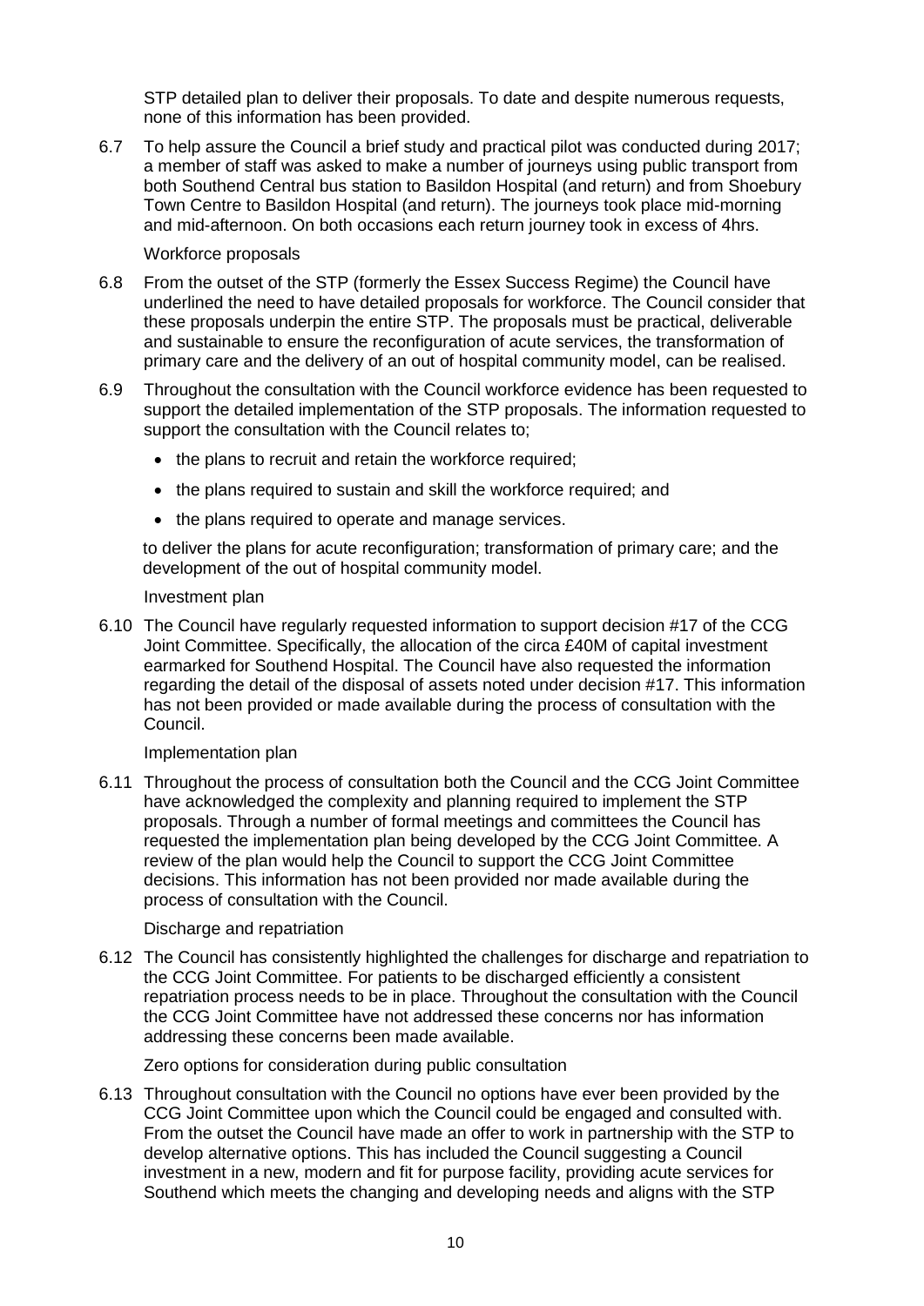STP detailed plan to deliver their proposals. To date and despite numerous requests, none of this information has been provided.

6.7 To help assure the Council a brief study and practical pilot was conducted during 2017; a member of staff was asked to make a number of journeys using public transport from both Southend Central bus station to Basildon Hospital (and return) and from Shoebury Town Centre to Basildon Hospital (and return). The journeys took place mid-morning and mid-afternoon. On both occasions each return journey took in excess of 4hrs.

Workforce proposals

6.8 From the outset of the STP (formerly the Essex Success Regime) the Council have underlined the need to have detailed proposals for workforce. The Council consider that these proposals underpin the entire STP. The proposals must be practical, deliverable and sustainable to ensure the reconfiguration of acute services, the transformation of primary care and the delivery of an out of hospital community model, can be realised.

6.9 Throughout the consultation with the Council workforce evidence has been requested to support the detailed implementation of the STP proposals. The information requested to support the consultation with the Council relates to;

- the plans to recruit and retain the workforce required;
- the plans required to sustain and skill the workforce required; and
- the plans required to operate and manage services.

to deliver the plans for acute reconfiguration; transformation of primary care; and the development of the out of hospital community model.

Investment plan

6.10 The Council have regularly requested information to support decision #17 of the CCG Joint Committee. Specifically, the allocation of the circa £40M of capital investment earmarked for Southend Hospital. The Council have also requested the information regarding the detail of the disposal of assets noted under decision #17. This information has not been provided or made available during the process of consultation with the Council.

Implementation plan

6.11 Throughout the process of consultation both the Council and the CCG Joint Committee have acknowledged the complexity and planning required to implement the STP proposals. Through a number of formal meetings and committees the Council has requested the implementation plan being developed by the CCG Joint Committee. A review of the plan would help the Council to support the CCG Joint Committee decisions. This information has not been provided nor made available during the process of consultation with the Council.

Discharge and repatriation

6.12 The Council has consistently highlighted the challenges for discharge and repatriation to the CCG Joint Committee. For patients to be discharged efficiently a consistent repatriation process needs to be in place. Throughout the consultation with the Council the CCG Joint Committee have not addressed these concerns nor has information addressing these concerns been made available.

Zero options for consideration during public consultation

6.13 Throughout consultation with the Council no options have ever been provided by the CCG Joint Committee upon which the Council could be engaged and consulted with. From the outset the Council have made an offer to work in partnership with the STP to develop alternative options. This has included the Council suggesting a Council investment in a new, modern and fit for purpose facility, providing acute services for Southend which meets the changing and developing needs and aligns with the STP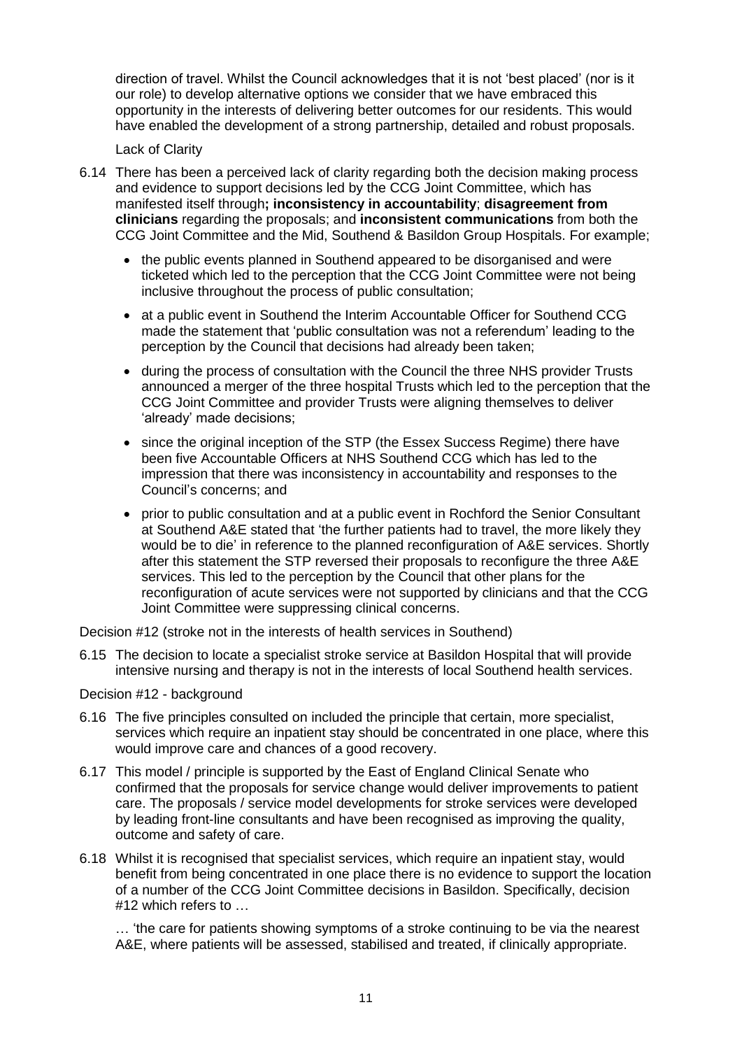direction of travel. Whilst the Council acknowledges that it is not 'best placed' (nor is it our role) to develop alternative options we consider that we have embraced this opportunity in the interests of delivering better outcomes for our residents. This would have enabled the development of a strong partnership, detailed and robust proposals.

Lack of Clarity

6.14 There has been a perceived lack of clarity regarding both the decision making process and evidence to support decisions led by the CCG Joint Committee, which has manifested itself through**; inconsistency in accountability**; **disagreement from clinicians** regarding the proposals; and **inconsistent communications** from both the CCG Joint Committee and the Mid, Southend & Basildon Group Hospitals. For example;

- the public events planned in Southend appeared to be disorganised and were ticketed which led to the perception that the CCG Joint Committee were not being inclusive throughout the process of public consultation;
- at a public event in Southend the Interim Accountable Officer for Southend CCG made the statement that 'public consultation was not a referendum' leading to the perception by the Council that decisions had already been taken;
- during the process of consultation with the Council the three NHS provider Trusts announced a merger of the three hospital Trusts which led to the perception that the CCG Joint Committee and provider Trusts were aligning themselves to deliver 'already' made decisions;
- since the original inception of the STP (the Essex Success Regime) there have been five Accountable Officers at NHS Southend CCG which has led to the impression that there was inconsistency in accountability and responses to the Council's concerns; and
- prior to public consultation and at a public event in Rochford the Senior Consultant at Southend A&E stated that 'the further patients had to travel, the more likely they would be to die' in reference to the planned reconfiguration of A&E services. Shortly after this statement the STP reversed their proposals to reconfigure the three A&E services. This led to the perception by the Council that other plans for the reconfiguration of acute services were not supported by clinicians and that the CCG Joint Committee were suppressing clinical concerns.

Decision #12 (stroke not in the interests of health services in Southend)

6.15 The decision to locate a specialist stroke service at Basildon Hospital that will provide intensive nursing and therapy is not in the interests of local Southend health services.

Decision #12 - background

6.16 The five principles consulted on included the principle that certain, more specialist, services which require an inpatient stay should be concentrated in one place, where this would improve care and chances of a good recovery.

6.17 This model / principle is supported by the East of England Clinical Senate who confirmed that the proposals for service change would deliver improvements to patient care. The proposals / service model developments for stroke services were developed by leading front-line consultants and have been recognised as improving the quality, outcome and safety of care.

6.18 Whilst it is recognised that specialist services, which require an inpatient stay, would benefit from being concentrated in one place there is no evidence to support the location of a number of the CCG Joint Committee decisions in Basildon. Specifically, decision #12 which refers to …

… 'the care for patients showing symptoms of a stroke continuing to be via the nearest A&E, where patients will be assessed, stabilised and treated, if clinically appropriate.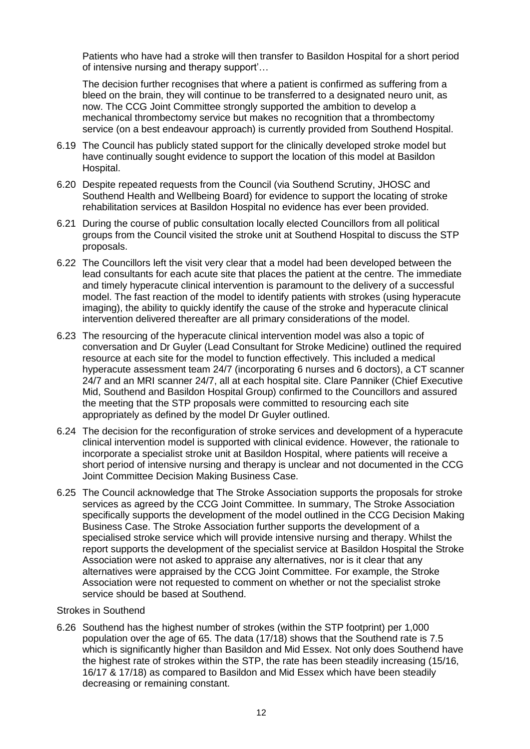Patients who have had a stroke will then transfer to Basildon Hospital for a short period of intensive nursing and therapy support'…

The decision further recognises that where a patient is confirmed as suffering from a bleed on the brain, they will continue to be transferred to a designated neuro unit, as now. The CCG Joint Committee strongly supported the ambition to develop a mechanical thrombectomy service but makes no recognition that a thrombectomy service (on a best endeavour approach) is currently provided from Southend Hospital.

6.19 The Council has publicly stated support for the clinically developed stroke model but have continually sought evidence to support the location of this model at Basildon Hospital.

6.20 Despite repeated requests from the Council (via Southend Scrutiny, JHOSC and Southend Health and Wellbeing Board) for evidence to support the locating of stroke rehabilitation services at Basildon Hospital no evidence has ever been provided.

6.21 During the course of public consultation locally elected Councillors from all political groups from the Council visited the stroke unit at Southend Hospital to discuss the STP proposals.

6.22 The Councillors left the visit very clear that a model had been developed between the lead consultants for each acute site that places the patient at the centre. The immediate and timely hyperacute clinical intervention is paramount to the delivery of a successful model. The fast reaction of the model to identify patients with strokes (using hyperacute imaging), the ability to quickly identify the cause of the stroke and hyperacute clinical intervention delivered thereafter are all primary considerations of the model.

6.23 The resourcing of the hyperacute clinical intervention model was also a topic of conversation and Dr Guyler (Lead Consultant for Stroke Medicine) outlined the required resource at each site for the model to function effectively. This included a medical hyperacute assessment team 24/7 (incorporating 6 nurses and 6 doctors), a CT scanner 24/7 and an MRI scanner 24/7, all at each hospital site. Clare Panniker (Chief Executive Mid, Southend and Basildon Hospital Group) confirmed to the Councillors and assured the meeting that the STP proposals were committed to resourcing each site appropriately as defined by the model Dr Guyler outlined.

6.24 The decision for the reconfiguration of stroke services and development of a hyperacute clinical intervention model is supported with clinical evidence. However, the rationale to incorporate a specialist stroke unit at Basildon Hospital, where patients will receive a short period of intensive nursing and therapy is unclear and not documented in the CCG Joint Committee Decision Making Business Case.

6.25 The Council acknowledge that The Stroke Association supports the proposals for stroke services as agreed by the CCG Joint Committee. In summary, The Stroke Association specifically supports the development of the model outlined in the CCG Decision Making Business Case. The Stroke Association further supports the development of a specialised stroke service which will provide intensive nursing and therapy. Whilst the report supports the development of the specialist service at Basildon Hospital the Stroke Association were not asked to appraise any alternatives, nor is it clear that any alternatives were appraised by the CCG Joint Committee. For example, the Stroke Association were not requested to comment on whether or not the specialist stroke service should be based at Southend.

Strokes in Southend

6.26 Southend has the highest number of strokes (within the STP footprint) per 1,000 population over the age of 65. The data (17/18) shows that the Southend rate is 7.5 which is significantly higher than Basildon and Mid Essex. Not only does Southend have the highest rate of strokes within the STP, the rate has been steadily increasing (15/16, 16/17 & 17/18) as compared to Basildon and Mid Essex which have been steadily decreasing or remaining constant.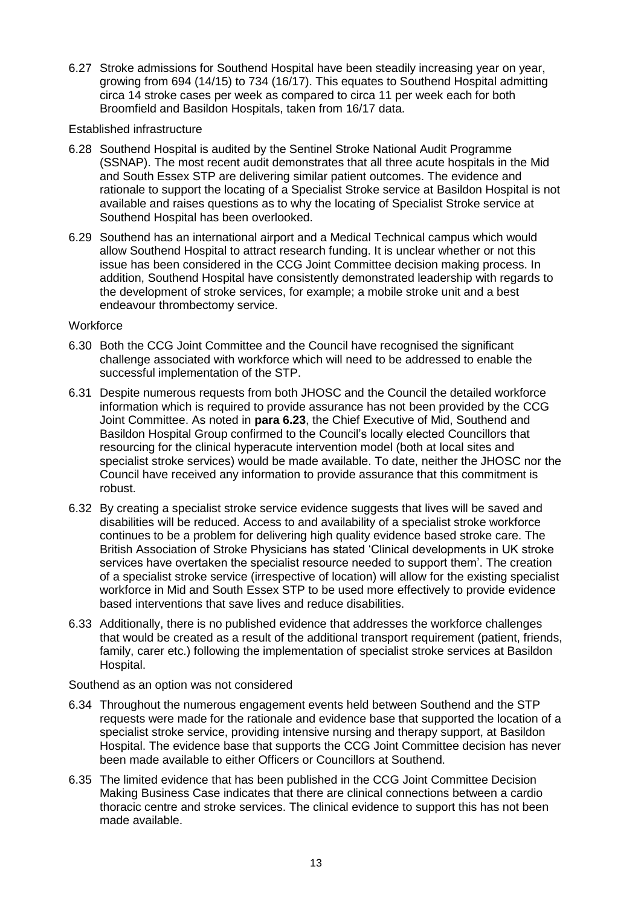6.27 Stroke admissions for Southend Hospital have been steadily increasing year on year, growing from 694 (14/15) to 734 (16/17). This equates to Southend Hospital admitting circa 14 stroke cases per week as compared to circa 11 per week each for both Broomfield and Basildon Hospitals, taken from 16/17 data.

Established infrastructure

6.28 Southend Hospital is audited by the Sentinel Stroke National Audit Programme (SSNAP). The most recent audit demonstrates that all three acute hospitals in the Mid and South Essex STP are delivering similar patient outcomes. The evidence and rationale to support the locating of a Specialist Stroke service at Basildon Hospital is not available and raises questions as to why the locating of Specialist Stroke service at Southend Hospital has been overlooked.

6.29 Southend has an international airport and a Medical Technical campus which would allow Southend Hospital to attract research funding. It is unclear whether or not this issue has been considered in the CCG Joint Committee decision making process. In addition, Southend Hospital have consistently demonstrated leadership with regards to the development of stroke services, for example; a mobile stroke unit and a best endeavour thrombectomy service.

Workforce

6.30 Both the CCG Joint Committee and the Council have recognised the significant challenge associated with workforce which will need to be addressed to enable the successful implementation of the STP.

6.31 Despite numerous requests from both JHOSC and the Council the detailed workforce information which is required to provide assurance has not been provided by the CCG Joint Committee. As noted in **para 6.23**, the Chief Executive of Mid, Southend and Basildon Hospital Group confirmed to the Council's locally elected Councillors that resourcing for the clinical hyperacute intervention model (both at local sites and specialist stroke services) would be made available. To date, neither the JHOSC nor the Council have received any information to provide assurance that this commitment is robust.

6.32 By creating a specialist stroke service evidence suggests that lives will be saved and disabilities will be reduced. Access to and availability of a specialist stroke workforce continues to be a problem for delivering high quality evidence based stroke care. The British Association of Stroke Physicians has stated 'Clinical developments in UK stroke services have overtaken the specialist resource needed to support them'. The creation of a specialist stroke service (irrespective of location) will allow for the existing specialist workforce in Mid and South Essex STP to be used more effectively to provide evidence based interventions that save lives and reduce disabilities.

6.33 Additionally, there is no published evidence that addresses the workforce challenges that would be created as a result of the additional transport requirement (patient, friends, family, carer etc.) following the implementation of specialist stroke services at Basildon Hospital.

Southend as an option was not considered

6.34 Throughout the numerous engagement events held between Southend and the STP requests were made for the rationale and evidence base that supported the location of a specialist stroke service, providing intensive nursing and therapy support, at Basildon Hospital. The evidence base that supports the CCG Joint Committee decision has never been made available to either Officers or Councillors at Southend.

6.35 The limited evidence that has been published in the CCG Joint Committee Decision Making Business Case indicates that there are clinical connections between a cardio thoracic centre and stroke services. The clinical evidence to support this has not been made available.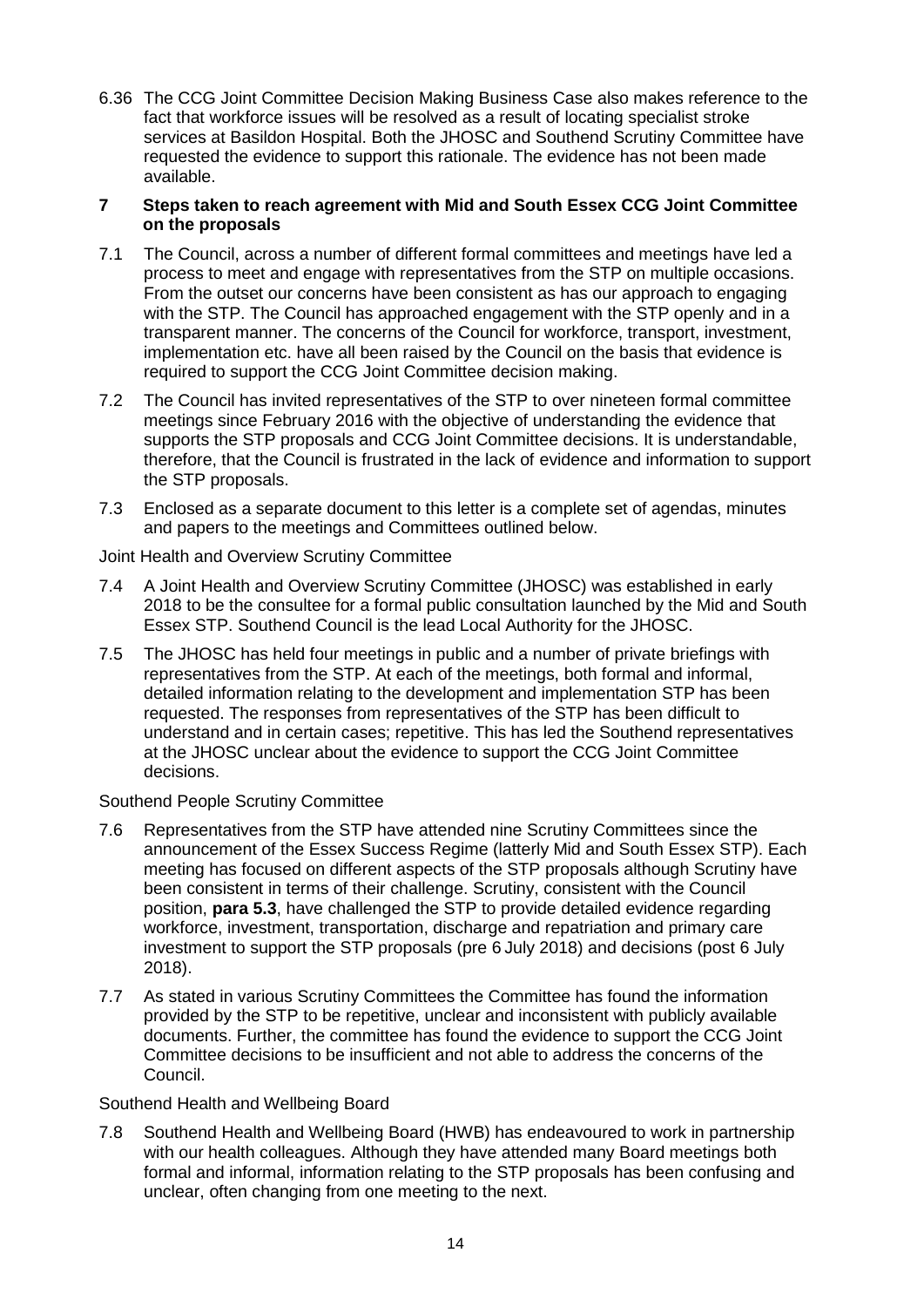6.36 The CCG Joint Committee Decision Making Business Case also makes reference to the fact that workforce issues will be resolved as a result of locating specialist stroke services at Basildon Hospital. Both the JHOSC and Southend Scrutiny Committee have requested the evidence to support this rationale. The evidence has not been made available.

## 7 Steps taken to reach agreement with Mid and South Essex CCG Joint Committee on the proposals

7.1 The Council, across a number of different formal committees and meetings have led a process to meet and engage with representatives from the STP on multiple occasions. From the outset our concerns have been consistent as has our approach to engaging with the STP. The Council has approached engagement with the STP openly and in a transparent manner. The concerns of the Council for workforce, transport, investment, implementation etc. have all been raised by the Council on the basis that evidence is required to support the CCG Joint Committee decision making.

7.2 The Council has invited representatives of the STP to over nineteen formal committee meetings since February 2016 with the objective of understanding the evidence that supports the STP proposals and CCG Joint Committee decisions. It is understandable, therefore, that the Council is frustrated in the lack of evidence and information to support the STP proposals.

7.3 Enclosed as a separate document to this letter is a complete set of agendas, minutes and papers to the meetings and Committees outlined below.

Joint Health and Overview Scrutiny Committee

7.4 A Joint Health and Overview Scrutiny Committee (JHOSC) was established in early 2018 to be the consultee for a formal public consultation launched by the Mid and South Essex STP. Southend Council is the lead Local Authority for the JHOSC.

7.5 The JHOSC has held four meetings in public and a number of private briefings with representatives from the STP. At each of the meetings, both formal and informal, detailed information relating to the development and implementation STP has been requested. The responses from representatives of the STP has been difficult to understand and in certain cases; repetitive. This has led the Southend representatives at the JHOSC unclear about the evidence to support the CCG Joint Committee decisions.

Southend People Scrutiny Committee

7.6 Representatives from the STP have attended nine Scrutiny Committees since the announcement of the Essex Success Regime (latterly Mid and South Essex STP). Each meeting has focused on different aspects of the STP proposals although Scrutiny have been consistent in terms of their challenge. Scrutiny, consistent with the Council position, **para 5.3**, have challenged the STP to provide detailed evidence regarding workforce, investment, transportation, discharge and repatriation and primary care investment to support the STP proposals (pre 6 July 2018) and decisions (post 6 July 2018).

7.7 As stated in various Scrutiny Committees the Committee has found the information provided by the STP to be repetitive, unclear and inconsistent with publicly available documents. Further, the committee has found the evidence to support the CCG Joint Committee decisions to be insufficient and not able to address the concerns of the Council.

Southend Health and Wellbeing Board

7.8 Southend Health and Wellbeing Board (HWB) has endeavoured to work in partnership with our health colleagues. Although they have attended many Board meetings both formal and informal, information relating to the STP proposals has been confusing and unclear, often changing from one meeting to the next.